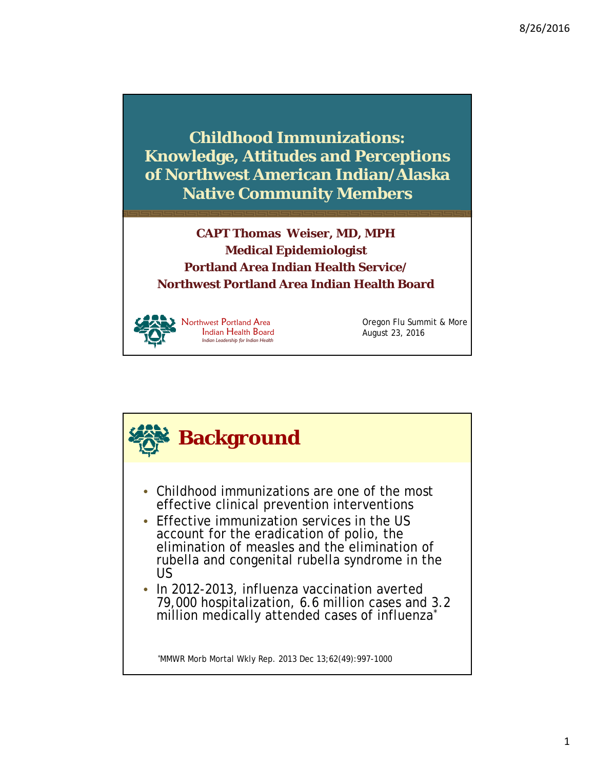# Childhood Immunizations: Knowledge, Attitudes and Perceptions of Northwest American Indian/Alaska Native Community Members

**CAPT Thomas Weiser, MD, MPH**
**Medical Epidemiologist**
**Portland Area Indian Health Service/**
**Northwest Portland Area Indian Health Board**

Northwest Portland Area Indian Health Board
*Indian Leadership for Indian Health*

Oregon Flu Summit & More
August 23, 2016

## Background

- Childhood immunizations are one of the most effective clinical prevention interventions
- Effective immunization services in the US account for the eradication of polio, the elimination of measles and the elimination of rubella and congenital rubella syndrome in the US
- In 2012-2013, influenza vaccination averted 79,000 hospitalization, 6.6 million cases and 3.2 million medically attended cases of influenza*

*MMWR Morb Mortal Wkly Rep. 2013 Dec 13;62(49):997-1000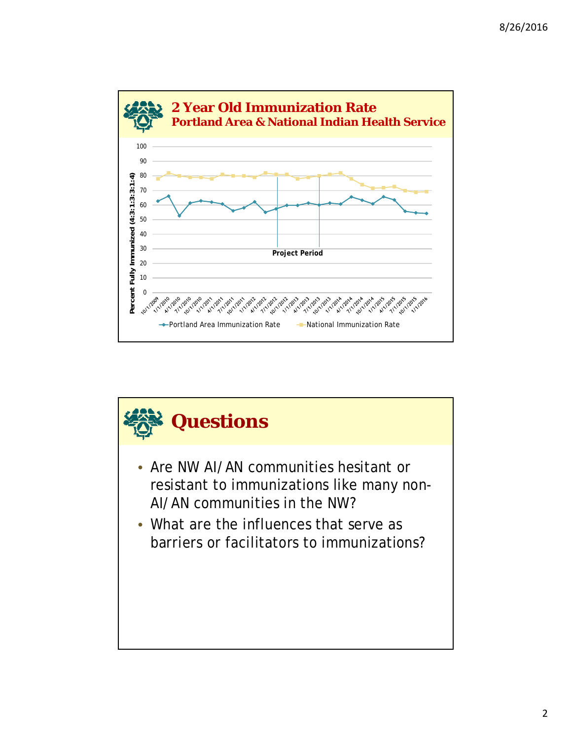## 2 Year Old Immunization Rate
### Portland Area & National Indian Health Service

Percent Fully Immunized (4:3:1:3:3:1:4)

100
90
80
70
60
50
40
30
20
10
0

Project Period

10/1/2009
1/1/2010
4/1/2010
7/1/2010
10/1/2010
1/1/2011
4/1/2011
7/1/2011
10/1/2011
1/1/2012
4/1/2012
7/1/2012
10/1/2012
1/1/2013
4/1/2013
7/1/2013
10/1/2013
1/1/2014
4/1/2014
7/1/2014
10/1/2014
1/1/2015
4/1/2015
7/1/2015
10/1/2015
1/1/2016

Portland Area Immunization Rate
National Immunization Rate

# Questions

- Are NW AI/AN communities hesitant or resistant to immunizations like many non-AI/AN communities in the NW?
- What are the influences that serve as barriers or facilitators to immunizations?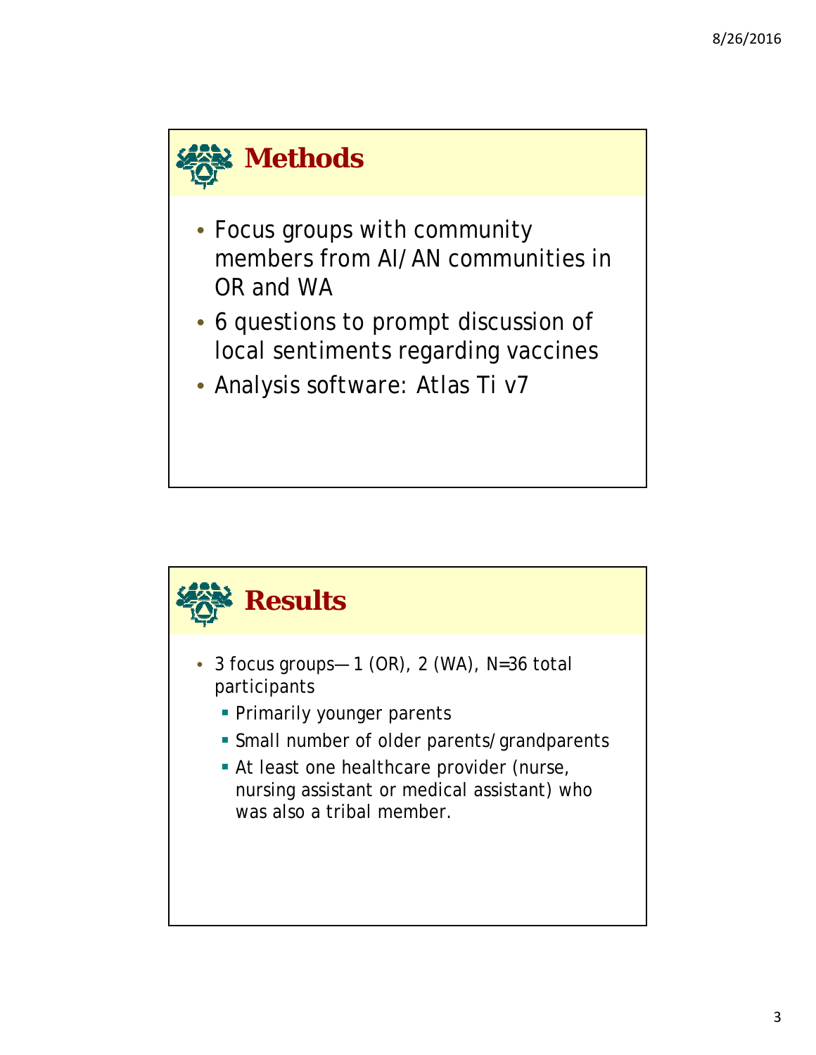## Methods

- Focus groups with community members from AI/AN communities in OR and WA
- 6 questions to prompt discussion of local sentiments regarding vaccines
- Analysis software: Atlas Ti v7

## Results

- 3 focus groups—1 (OR), 2 (WA), N=36 total participants
  - Primarily younger parents
  - Small number of older parents/grandparents
  - At least one healthcare provider (nurse, nursing assistant or medical assistant) who was also a tribal member.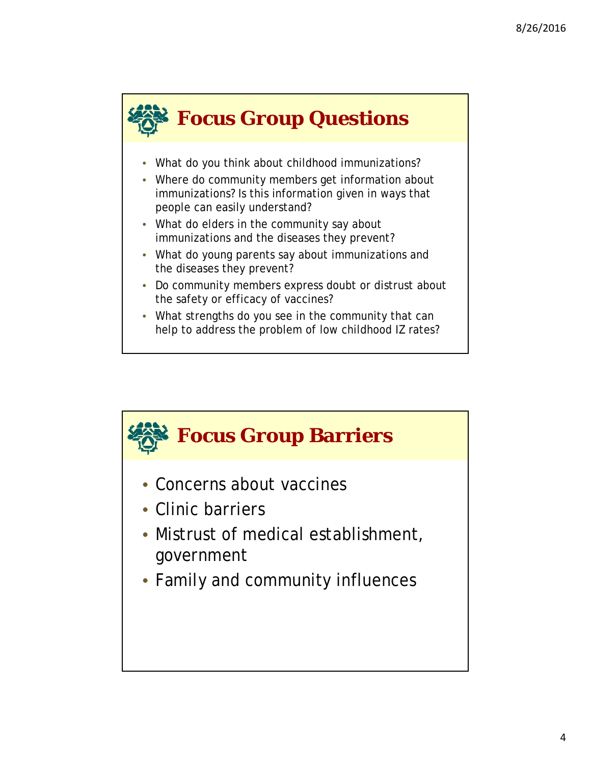## Focus Group Questions

- What do you think about childhood immunizations?
- Where do community members get information about immunizations? Is this information given in ways that people can easily understand?
- What do elders in the community say about immunizations and the diseases they prevent?
- What do young parents say about immunizations and the diseases they prevent?
- Do community members express doubt or distrust about the safety or efficacy of vaccines?
- What strengths do you see in the community that can help to address the problem of low childhood IZ rates?

## Focus Group Barriers

- Concerns about vaccines
- Clinic barriers
- Mistrust of medical establishment, government
- Family and community influences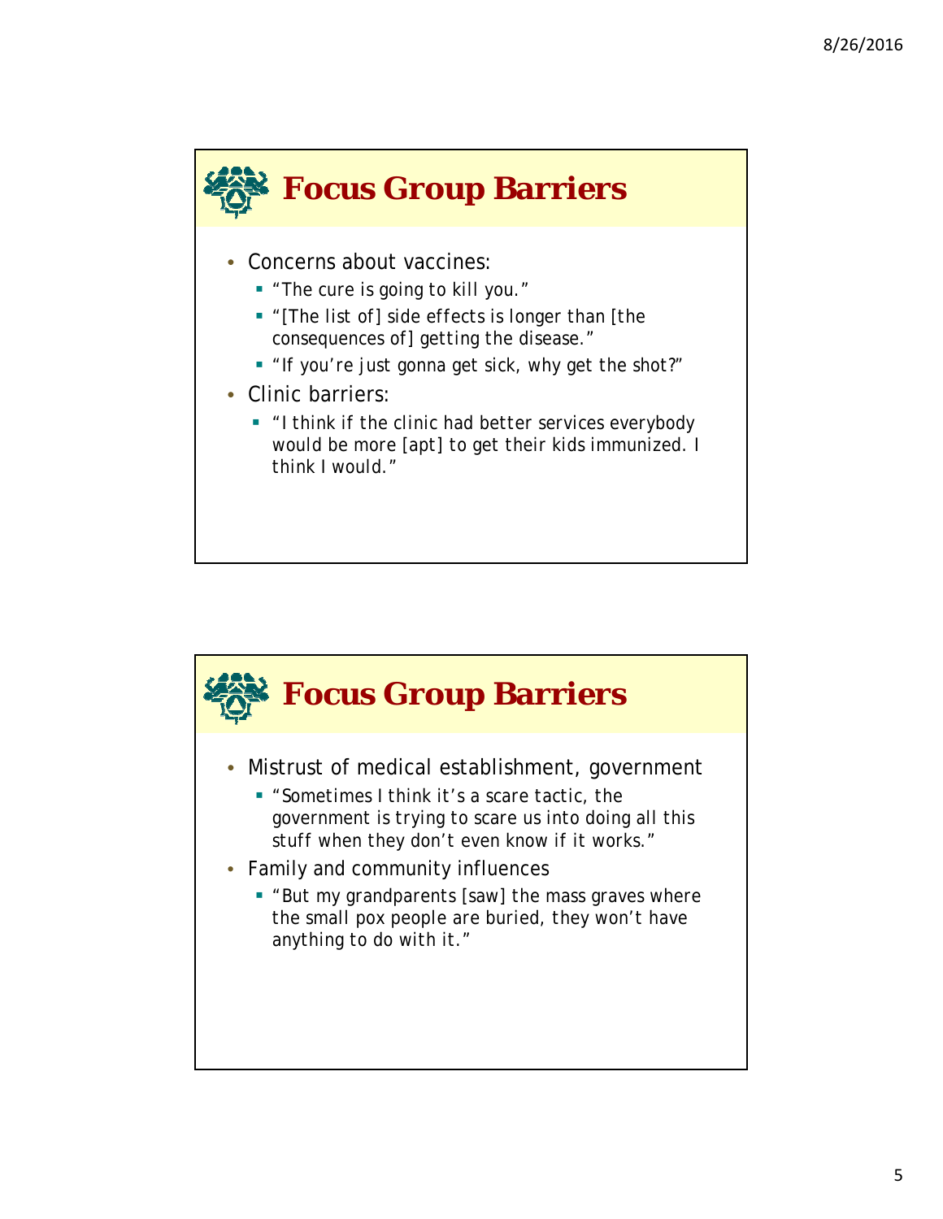## Focus Group Barriers

- Concerns about vaccines:
  - *"The cure is going to kill you."*
  - *"[The list of] side effects is longer than [the consequences of] getting the disease."*
  - *"If you're just gonna get sick, why get the shot?"*
- Clinic barriers:
  - *"I think if the clinic had better services everybody would be more [apt] to get their kids immunized. I think I would."*

## Focus Group Barriers

- Mistrust of medical establishment, government
  - *"Sometimes I think it's a scare tactic, the government is trying to scare us into doing all this stuff when they don't even know if it works."*
- Family and community influences
  - *"But my grandparents [saw] the mass graves where the small pox people are buried, they won't have anything to do with it."*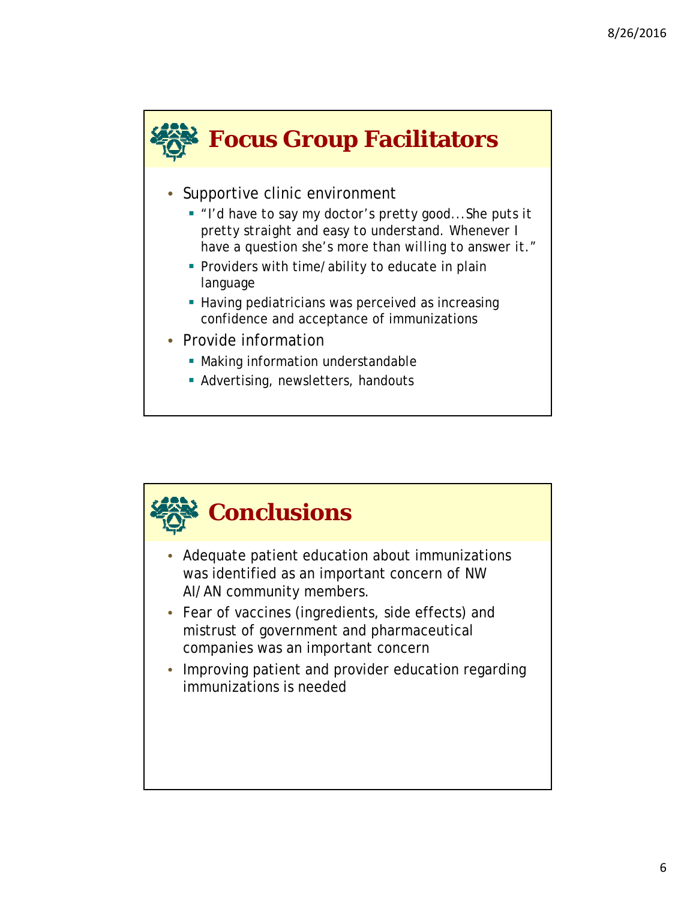## Focus Group Facilitators

- Supportive clinic environment
  - "I'd have to say my doctor's pretty good... She puts it pretty straight and easy to understand. Whenever I have a question she's more than willing to answer it."
  - Providers with time/ability to educate in plain language
  - Having pediatricians was perceived as increasing confidence and acceptance of immunizations
- Provide information
  - Making information understandable
  - Advertising, newsletters, handouts

## Conclusions

- Adequate patient education about immunizations was identified as an important concern of NW AI/AN community members.
- Fear of vaccines (ingredients, side effects) and mistrust of government and pharmaceutical companies was an important concern
- Improving patient and provider education regarding immunizations is needed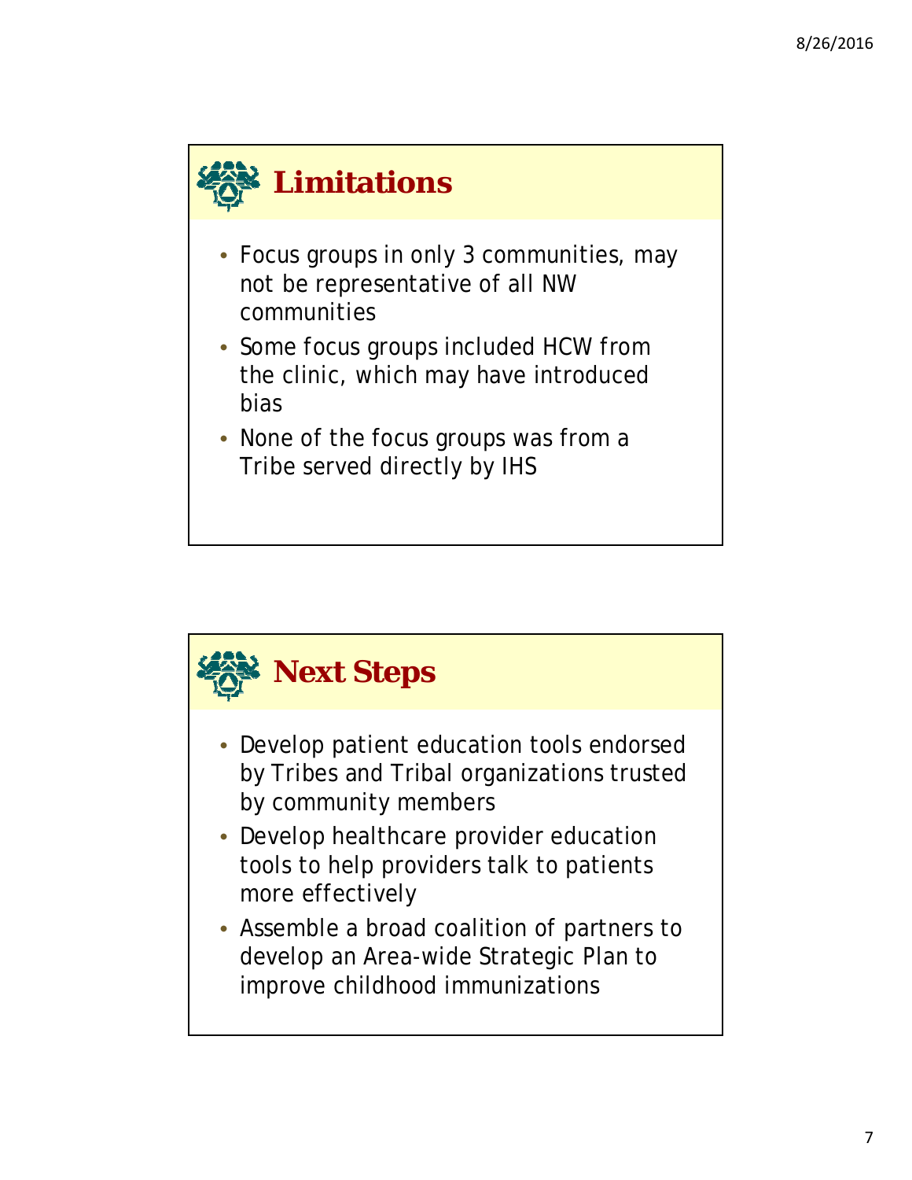## Limitations

- Focus groups in only 3 communities, may not be representative of all NW communities
- Some focus groups included HCW from the clinic, which may have introduced bias
- None of the focus groups was from a Tribe served directly by IHS

## Next Steps

- Develop patient education tools endorsed by Tribes and Tribal organizations trusted by community members
- Develop healthcare provider education tools to help providers talk to patients more effectively
- Assemble a broad coalition of partners to develop an Area-wide Strategic Plan to improve childhood immunizations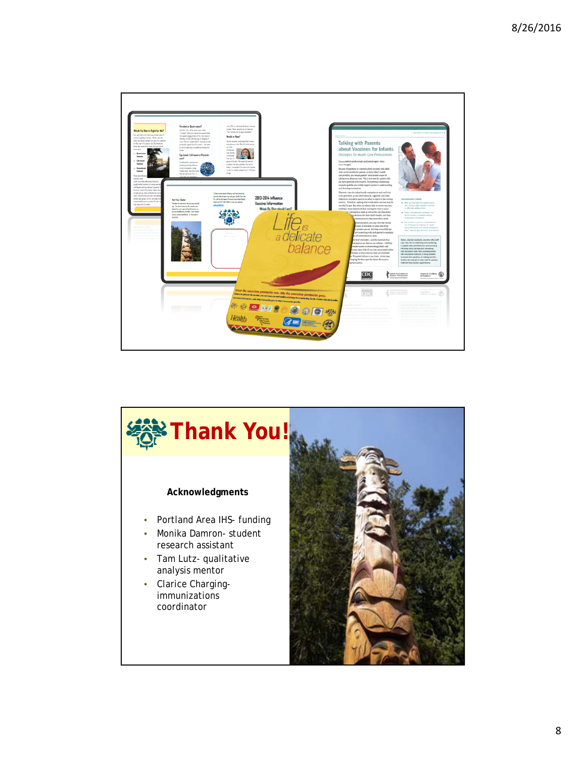# Thank You!

**Acknowledgments**

- Portland Area IHS- funding
- Monika Damron- student research assistant
- Tam Lutz- qualitative analysis mentor
- Clarice Charging- immunizations coordinator